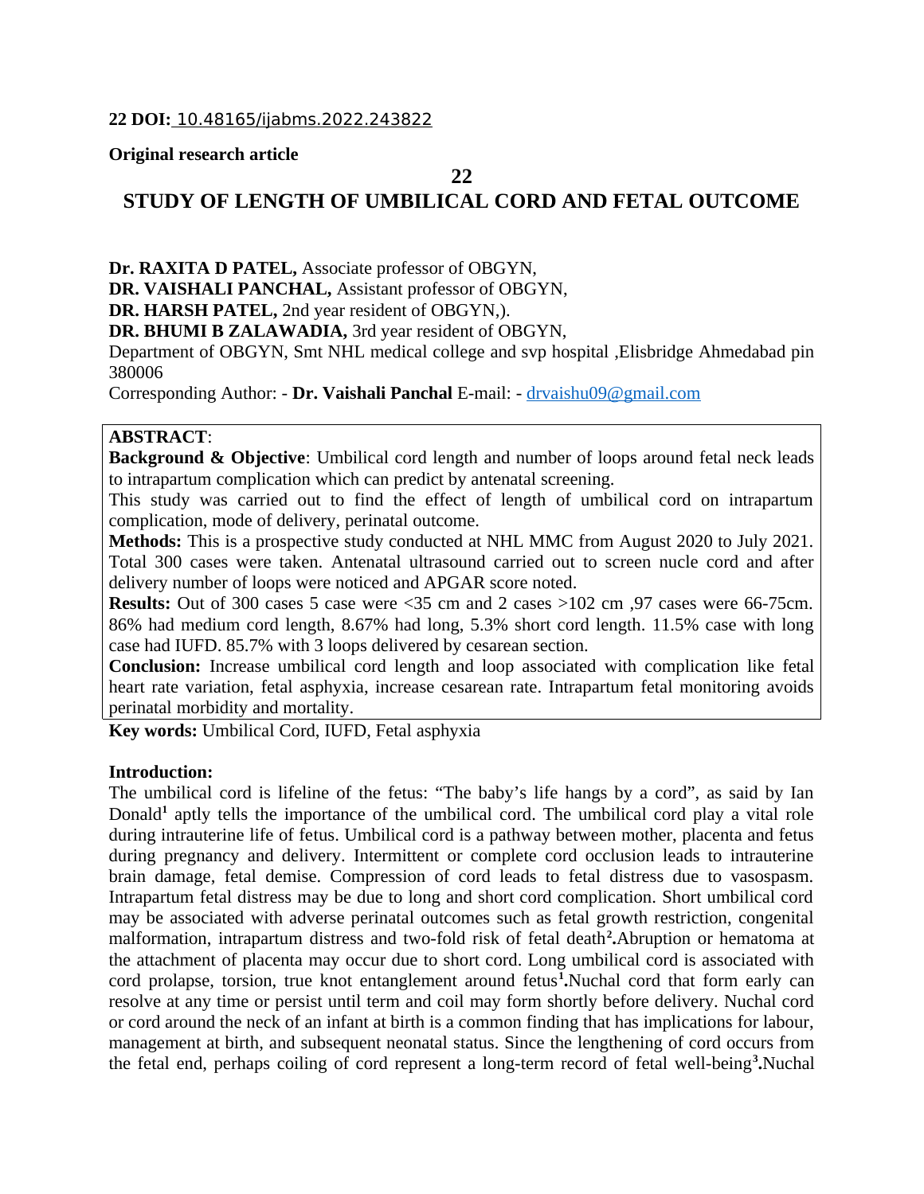**22 DOI:** 10.48165/ijabms.2022.243822

**Original research article**

**22**

# STUDY OF LENGTH OF UMBILICAL CORD AND FETAL OUTCOME

**Dr. RAXITA D PATEL,** Associate professor of OBGYN,
**DR. VAISHALI PANCHAL,** Assistant professor of OBGYN,
**DR. HARSH PATEL,** 2nd year resident of OBGYN,).
**DR. BHUMI B ZALAWADIA,** 3rd year resident of OBGYN,
Department of OBGYN, Smt NHL medical college and svp hospital ,Elisbridge Ahmedabad pin 380006
Corresponding Author: - **Dr. Vaishali Panchal** E-mail: - drvaishu09@gmail.com

**ABSTRACT**:

**Background & Objective**: Umbilical cord length and number of loops around fetal neck leads to intrapartum complication which can predict by antenatal screening.

This study was carried out to find the effect of length of umbilical cord on intrapartum complication, mode of delivery, perinatal outcome.

**Methods:** This is a prospective study conducted at NHL MMC from August 2020 to July 2021. Total 300 cases were taken. Antenatal ultrasound carried out to screen nucle cord and after delivery number of loops were noticed and APGAR score noted.

**Results:** Out of 300 cases 5 case were <35 cm and 2 cases >102 cm ,97 cases were 66-75cm. 86% had medium cord length, 8.67% had long, 5.3% short cord length. 11.5% case with long case had IUFD. 85.7% with 3 loops delivered by cesarean section.

**Conclusion:** Increase umbilical cord length and loop associated with complication like fetal heart rate variation, fetal asphyxia, increase cesarean rate. Intrapartum fetal monitoring avoids perinatal morbidity and mortality.

**Key words:** Umbilical Cord, IUFD, Fetal asphyxia

**Introduction:**

The umbilical cord is lifeline of the fetus: "The baby's life hangs by a cord", as said by Ian Donald[1] aptly tells the importance of the umbilical cord. The umbilical cord play a vital role during intrauterine life of fetus. Umbilical cord is a pathway between mother, placenta and fetus during pregnancy and delivery. Intermittent or complete cord occlusion leads to intrauterine brain damage, fetal demise. Compression of cord leads to fetal distress due to vasospasm. Intrapartum fetal distress may be due to long and short cord complication. Short umbilical cord may be associated with adverse perinatal outcomes such as fetal growth restriction, congenital malformation, intrapartum distress and two-fold risk of fetal death[2]**.**Abruption or hematoma at the attachment of placenta may occur due to short cord. Long umbilical cord is associated with cord prolapse, torsion, true knot entanglement around fetus[1]**.**Nuchal cord that form early can resolve at any time or persist until term and coil may form shortly before delivery. Nuchal cord or cord around the neck of an infant at birth is a common finding that has implications for labour, management at birth, and subsequent neonatal status. Since the lengthening of cord occurs from the fetal end, perhaps coiling of cord represent a long-term record of fetal well-being[3]**.**Nuchal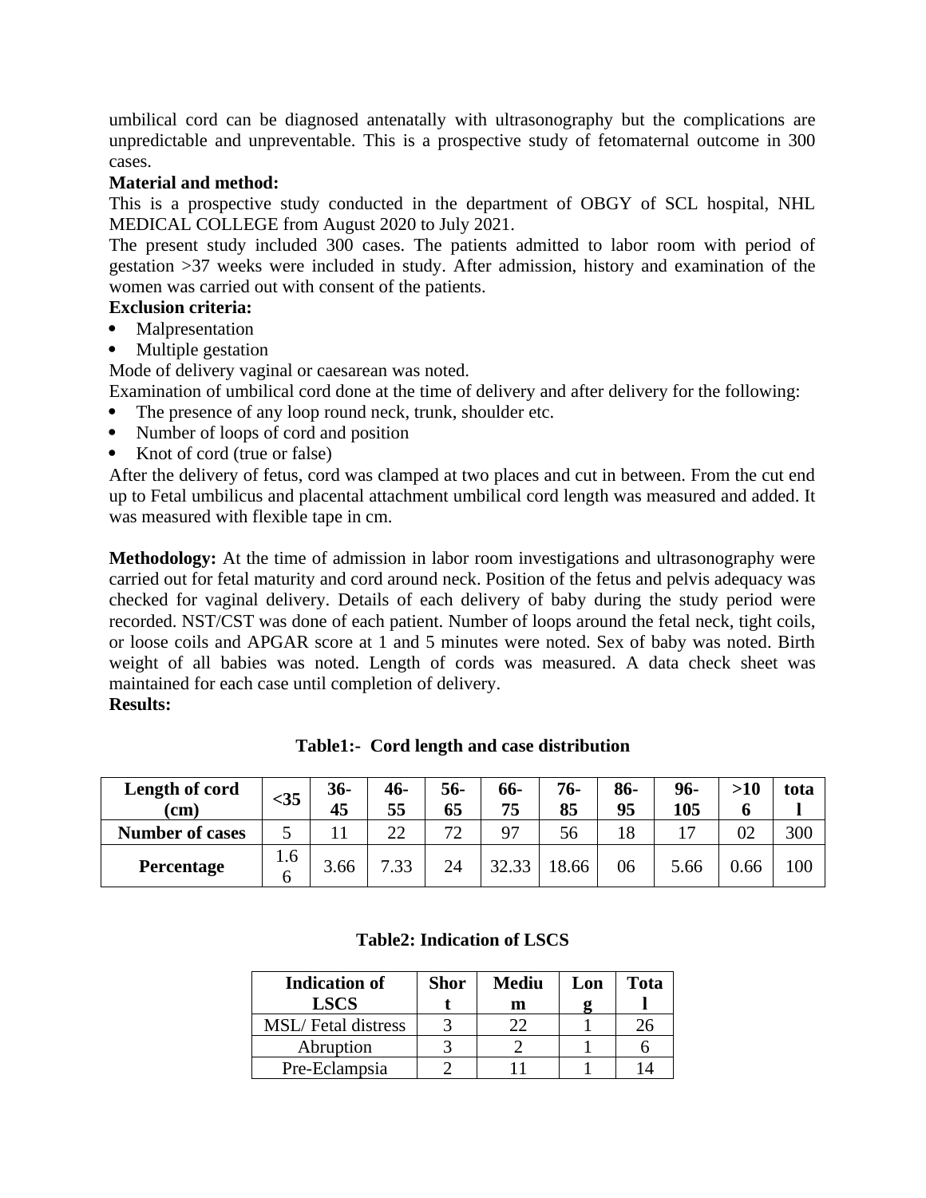umbilical cord can be diagnosed antenatally with ultrasonography but the complications are unpredictable and unpreventable. This is a prospective study of fetomaternal outcome in 300 cases.

**Material and method:**

This is a prospective study conducted in the department of OBGY of SCL hospital, NHL MEDICAL COLLEGE from August 2020 to July 2021.

The present study included 300 cases. The patients admitted to labor room with period of gestation >37 weeks were included in study. After admission, history and examination of the women was carried out with consent of the patients.

**Exclusion criteria:**

- Malpresentation
- Multiple gestation

Mode of delivery vaginal or caesarean was noted.

Examination of umbilical cord done at the time of delivery and after delivery for the following:

- The presence of any loop round neck, trunk, shoulder etc.
- Number of loops of cord and position
- Knot of cord (true or false)

After the delivery of fetus, cord was clamped at two places and cut in between. From the cut end up to Fetal umbilicus and placental attachment umbilical cord length was measured and added. It was measured with flexible tape in cm.

**Methodology:** At the time of admission in labor room investigations and ultrasonography were carried out for fetal maturity and cord around neck. Position of the fetus and pelvis adequacy was checked for vaginal delivery. Details of each delivery of baby during the study period were recorded. NST/CST was done of each patient. Number of loops around the fetal neck, tight coils, or loose coils and APGAR score at 1 and 5 minutes were noted. Sex of baby was noted. Birth weight of all babies was noted. Length of cords was measured. A data check sheet was maintained for each case until completion of delivery.

**Results:**

**Table1:- Cord length and case distribution**

| Length of cord (cm) | <35 | 36-45 | 46-55 | 56-65 | 66-75 | 76-85 | 86-95 | 96-105 | >106 | total |
|---|---|---|---|---|---|---|---|---|---|---|
| Number of cases | 5 | 11 | 22 | 72 | 97 | 56 | 18 | 17 | 02 | 300 |
| Percentage | 1.66 | 3.66 | 7.33 | 24 | 32.33 | 18.66 | 06 | 5.66 | 0.66 | 100 |

**Table2: Indication of LSCS**

| Indication of LSCS | Short | Medium | Long | Total |
|---|---|---|---|---|
| MSL/ Fetal distress | 3 | 22 | 1 | 26 |
| Abruption | 3 | 2 | 1 | 6 |
| Pre-Eclampsia | 2 | 11 | 1 | 14 |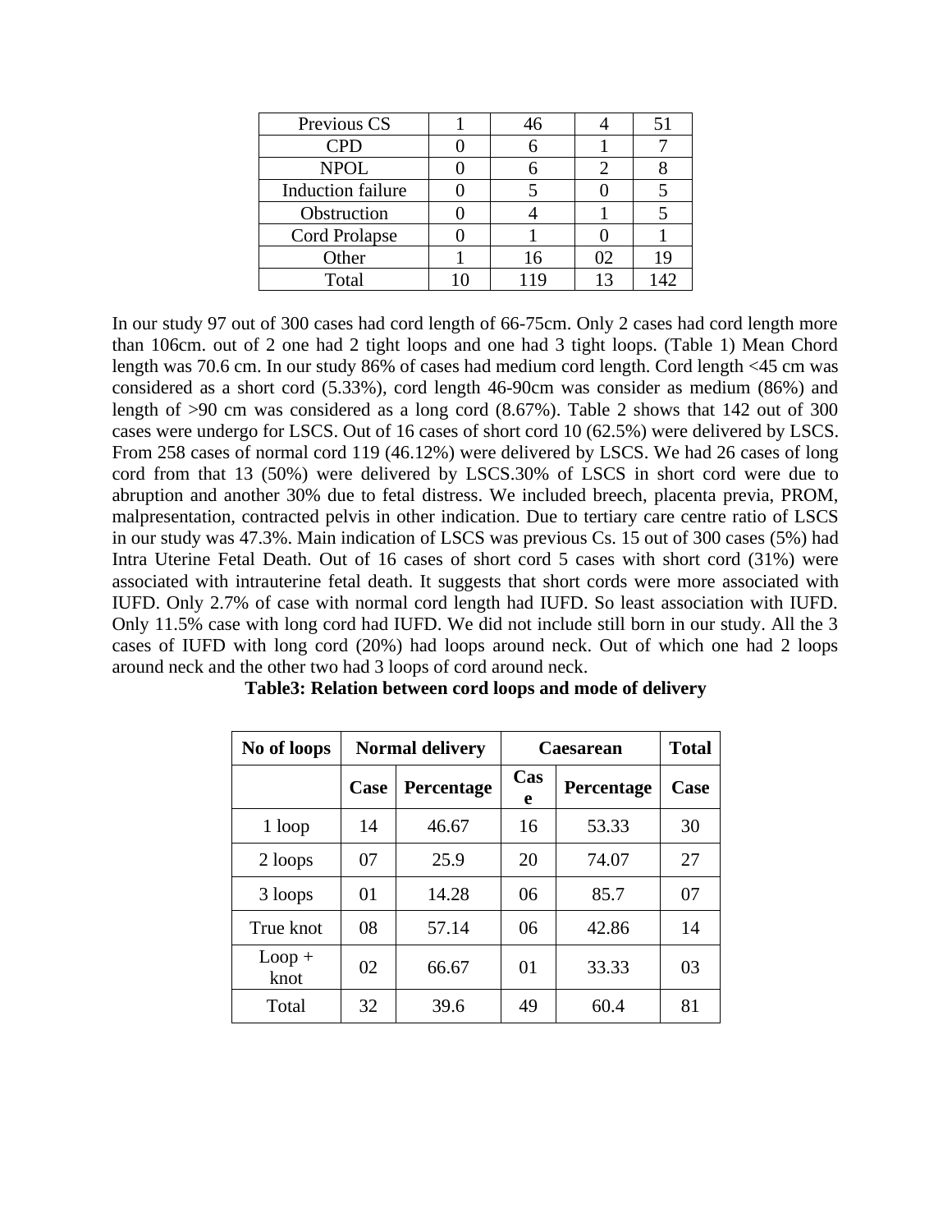| Previous CS | 1 | 46 | 4 | 51 |
|---|---|---|---|---|
| CPD | 0 | 6 | 1 | 7 |
| NPOL | 0 | 6 | 2 | 8 |
| Induction failure | 0 | 5 | 0 | 5 |
| Obstruction | 0 | 4 | 1 | 5 |
| Cord Prolapse | 0 | 1 | 0 | 1 |
| Other | 1 | 16 | 02 | 19 |
| Total | 10 | 119 | 13 | 142 |

In our study 97 out of 300 cases had cord length of 66-75cm. Only 2 cases had cord length more than 106cm. out of 2 one had 2 tight loops and one had 3 tight loops. (Table 1) Mean Chord length was 70.6 cm. In our study 86% of cases had medium cord length. Cord length <45 cm was considered as a short cord (5.33%), cord length 46-90cm was consider as medium (86%) and length of >90 cm was considered as a long cord (8.67%). Table 2 shows that 142 out of 300 cases were undergo for LSCS. Out of 16 cases of short cord 10 (62.5%) were delivered by LSCS. From 258 cases of normal cord 119 (46.12%) were delivered by LSCS. We had 26 cases of long cord from that 13 (50%) were delivered by LSCS.30% of LSCS in short cord were due to abruption and another 30% due to fetal distress. We included breech, placenta previa, PROM, malpresentation, contracted pelvis in other indication. Due to tertiary care centre ratio of LSCS in our study was 47.3%. Main indication of LSCS was previous Cs. 15 out of 300 cases (5%) had Intra Uterine Fetal Death. Out of 16 cases of short cord 5 cases with short cord (31%) were associated with intrauterine fetal death. It suggests that short cords were more associated with IUFD. Only 2.7% of case with normal cord length had IUFD. So least association with IUFD. Only 11.5% case with long cord had IUFD. We did not include still born in our study. All the 3 cases of IUFD with long cord (20%) had loops around neck. Out of which one had 2 loops around neck and the other two had 3 loops of cord around neck.

**Table3: Relation between cord loops and mode of delivery**

| No of loops | Normal delivery | | Caesarean | | Total |
|---|---|---|---|---|---|
| | Case | Percentage | Case | Percentage | Case |
| 1 loop | 14 | 46.67 | 16 | 53.33 | 30 |
| 2 loops | 07 | 25.9 | 20 | 74.07 | 27 |
| 3 loops | 01 | 14.28 | 06 | 85.7 | 07 |
| True knot | 08 | 57.14 | 06 | 42.86 | 14 |
| Loop + knot | 02 | 66.67 | 01 | 33.33 | 03 |
| Total | 32 | 39.6 | 49 | 60.4 | 81 |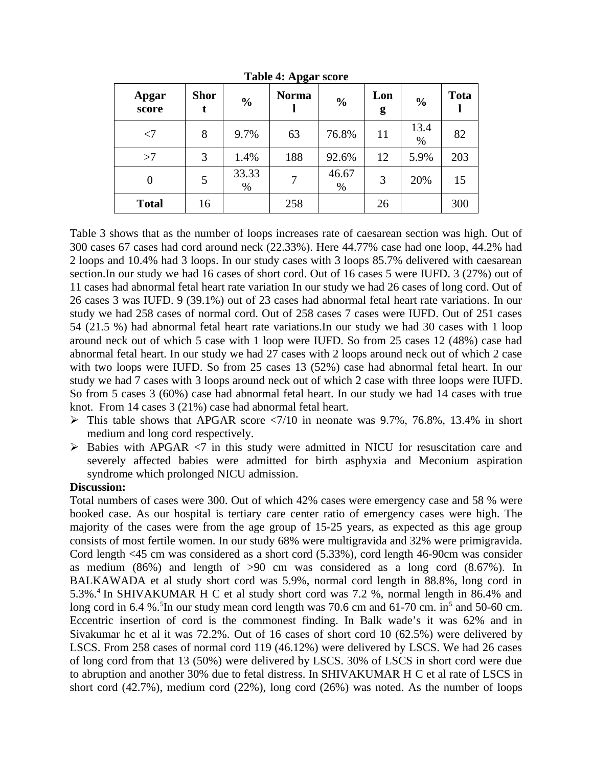**Table 4: Apgar score**

| Apgar score | Short | % | Normal | % | Long | % | Total |
|---|---|---|---|---|---|---|---|
| <7 | 8 | 9.7% | 63 | 76.8% | 11 | 13.4 % | 82 |
| >7 | 3 | 1.4% | 188 | 92.6% | 12 | 5.9% | 203 |
| 0 | 5 | 33.33 % | 7 | 46.67 % | 3 | 20% | 15 |
| **Total** | 16 | | 258 | | 26 | | 300 |

Table 3 shows that as the number of loops increases rate of caesarean section was high. Out of 300 cases 67 cases had cord around neck (22.33%). Here 44.77% case had one loop, 44.2% had 2 loops and 10.4% had 3 loops. In our study cases with 3 loops 85.7% delivered with caesarean section.In our study we had 16 cases of short cord. Out of 16 cases 5 were IUFD. 3 (27%) out of 11 cases had abnormal fetal heart rate variation In our study we had 26 cases of long cord. Out of 26 cases 3 was IUFD. 9 (39.1%) out of 23 cases had abnormal fetal heart rate variations. In our study we had 258 cases of normal cord. Out of 258 cases 7 cases were IUFD. Out of 251 cases 54 (21.5 %) had abnormal fetal heart rate variations.In our study we had 30 cases with 1 loop around neck out of which 5 case with 1 loop were IUFD. So from 25 cases 12 (48%) case had abnormal fetal heart. In our study we had 27 cases with 2 loops around neck out of which 2 case with two loops were IUFD. So from 25 cases 13 (52%) case had abnormal fetal heart. In our study we had 7 cases with 3 loops around neck out of which 2 case with three loops were IUFD. So from 5 cases 3 (60%) case had abnormal fetal heart. In our study we had 14 cases with true knot. From 14 cases 3 (21%) case had abnormal fetal heart.

- This table shows that APGAR score <7/10 in neonate was 9.7%, 76.8%, 13.4% in short medium and long cord respectively.
- Babies with APGAR <7 in this study were admitted in NICU for resuscitation care and severely affected babies were admitted for birth asphyxia and Meconium aspiration syndrome which prolonged NICU admission.

**Discussion:**

Total numbers of cases were 300. Out of which 42% cases were emergency case and 58 % were booked case. As our hospital is tertiary care center ratio of emergency cases were high. The majority of the cases were from the age group of 15-25 years, as expected as this age group consists of most fertile women. In our study 68% were multigravida and 32% were primigravida. Cord length <45 cm was considered as a short cord (5.33%), cord length 46-90cm was consider as medium (86%) and length of >90 cm was considered as a long cord (8.67%). In BALKAWADA et al study short cord was 5.9%, normal cord length in 88.8%, long cord in 5.3%.[4] In SHIVAKUMAR H C et al study short cord was 7.2 %, normal length in 86.4% and long cord in 6.4 %.[5]In our study mean cord length was 70.6 cm and 61-70 cm. in[5] and 50-60 cm. Eccentric insertion of cord is the commonest finding. In Balk wade's it was 62% and in Sivakumar hc et al it was 72.2%. Out of 16 cases of short cord 10 (62.5%) were delivered by LSCS. From 258 cases of normal cord 119 (46.12%) were delivered by LSCS. We had 26 cases of long cord from that 13 (50%) were delivered by LSCS. 30% of LSCS in short cord were due to abruption and another 30% due to fetal distress. In SHIVAKUMAR H C et al rate of LSCS in short cord (42.7%), medium cord (22%), long cord (26%) was noted. As the number of loops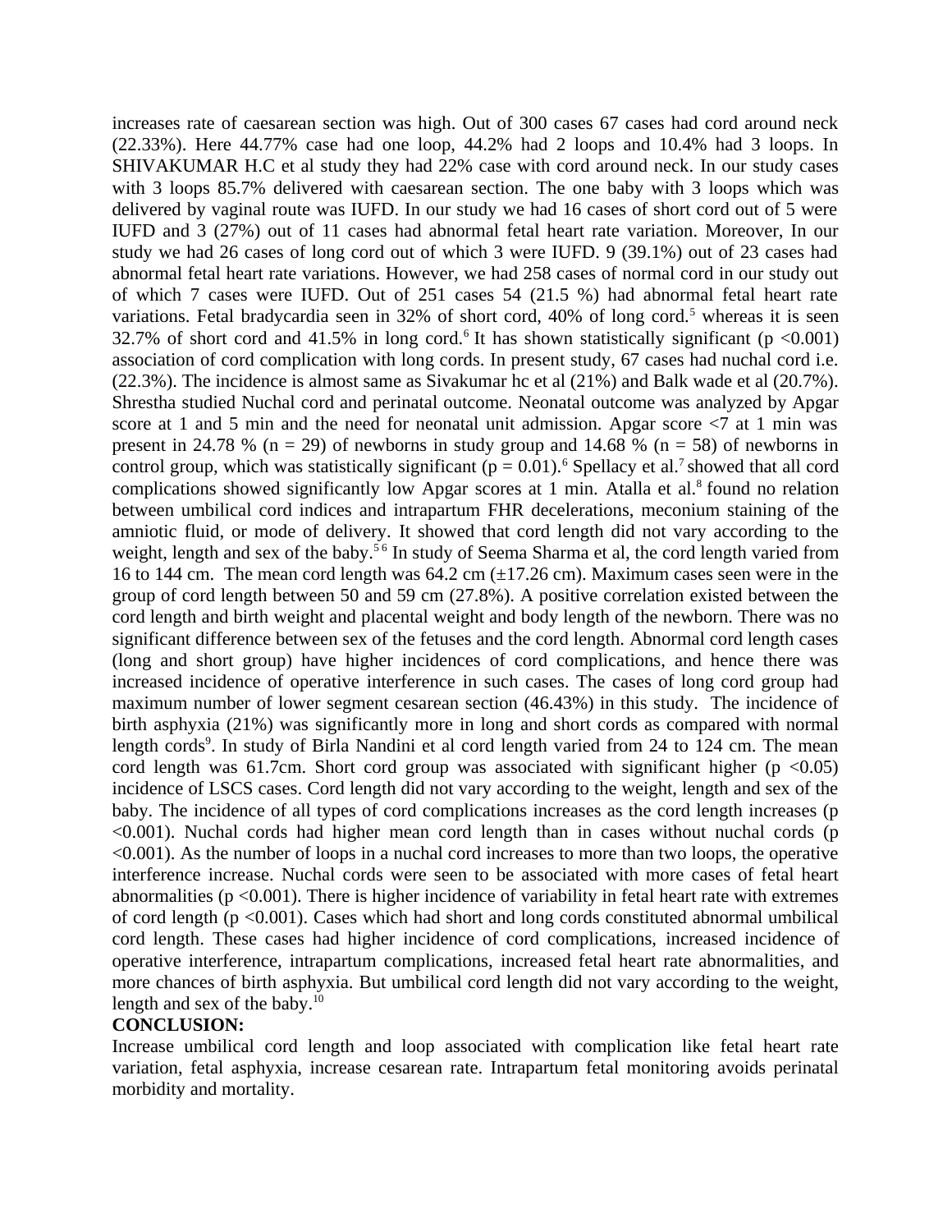increases rate of caesarean section was high. Out of 300 cases 67 cases had cord around neck (22.33%). Here 44.77% case had one loop, 44.2% had 2 loops and 10.4% had 3 loops. In SHIVAKUMAR H.C et al study they had 22% case with cord around neck. In our study cases with 3 loops 85.7% delivered with caesarean section. The one baby with 3 loops which was delivered by vaginal route was IUFD. In our study we had 16 cases of short cord out of 5 were IUFD and 3 (27%) out of 11 cases had abnormal fetal heart rate variation. Moreover, In our study we had 26 cases of long cord out of which 3 were IUFD. 9 (39.1%) out of 23 cases had abnormal fetal heart rate variations. However, we had 258 cases of normal cord in our study out of which 7 cases were IUFD. Out of 251 cases 54 (21.5 %) had abnormal fetal heart rate variations. Fetal bradycardia seen in 32% of short cord, 40% of long cord.[5] whereas it is seen 32.7% of short cord and 41.5% in long cord.[6] It has shown statistically significant ($p < 0.001$) association of cord complication with long cords. In present study, 67 cases had nuchal cord i.e. (22.3%). The incidence is almost same as Sivakumar hc et al (21%) and Balk wade et al (20.7%). Shrestha studied Nuchal cord and perinatal outcome. Neonatal outcome was analyzed by Apgar score at 1 and 5 min and the need for neonatal unit admission. Apgar score <7 at 1 min was present in 24.78 % (n = 29) of newborns in study group and 14.68 % (n = 58) of newborns in control group, which was statistically significant ($p = 0.01$).[6] Spellacy et al.[7] showed that all cord complications showed significantly low Apgar scores at 1 min. Atalla et al.[8] found no relation between umbilical cord indices and intrapartum FHR decelerations, meconium staining of the amniotic fluid, or mode of delivery. It showed that cord length did not vary according to the weight, length and sex of the baby.[5 6] In study of Seema Sharma et al, the cord length varied from 16 to 144 cm. The mean cord length was 64.2 cm (±17.26 cm). Maximum cases seen were in the group of cord length between 50 and 59 cm (27.8%). A positive correlation existed between the cord length and birth weight and placental weight and body length of the newborn. There was no significant difference between sex of the fetuses and the cord length. Abnormal cord length cases (long and short group) have higher incidences of cord complications, and hence there was increased incidence of operative interference in such cases. The cases of long cord group had maximum number of lower segment cesarean section (46.43%) in this study. The incidence of birth asphyxia (21%) was significantly more in long and short cords as compared with normal length cords[9]. In study of Birla Nandini et al cord length varied from 24 to 124 cm. The mean cord length was 61.7cm. Short cord group was associated with significant higher ($p < 0.05$) incidence of LSCS cases. Cord length did not vary according to the weight, length and sex of the baby. The incidence of all types of cord complications increases as the cord length increases ($p < 0.001$). Nuchal cords had higher mean cord length than in cases without nuchal cords ($p < 0.001$). As the number of loops in a nuchal cord increases to more than two loops, the operative interference increase. Nuchal cords were seen to be associated with more cases of fetal heart abnormalities ($p < 0.001$). There is higher incidence of variability in fetal heart rate with extremes of cord length ($p < 0.001$). Cases which had short and long cords constituted abnormal umbilical cord length. These cases had higher incidence of cord complications, increased incidence of operative interference, intrapartum complications, increased fetal heart rate abnormalities, and more chances of birth asphyxia. But umbilical cord length did not vary according to the weight, length and sex of the baby.[10]

**CONCLUSION:**

Increase umbilical cord length and loop associated with complication like fetal heart rate variation, fetal asphyxia, increase cesarean rate. Intrapartum fetal monitoring avoids perinatal morbidity and mortality.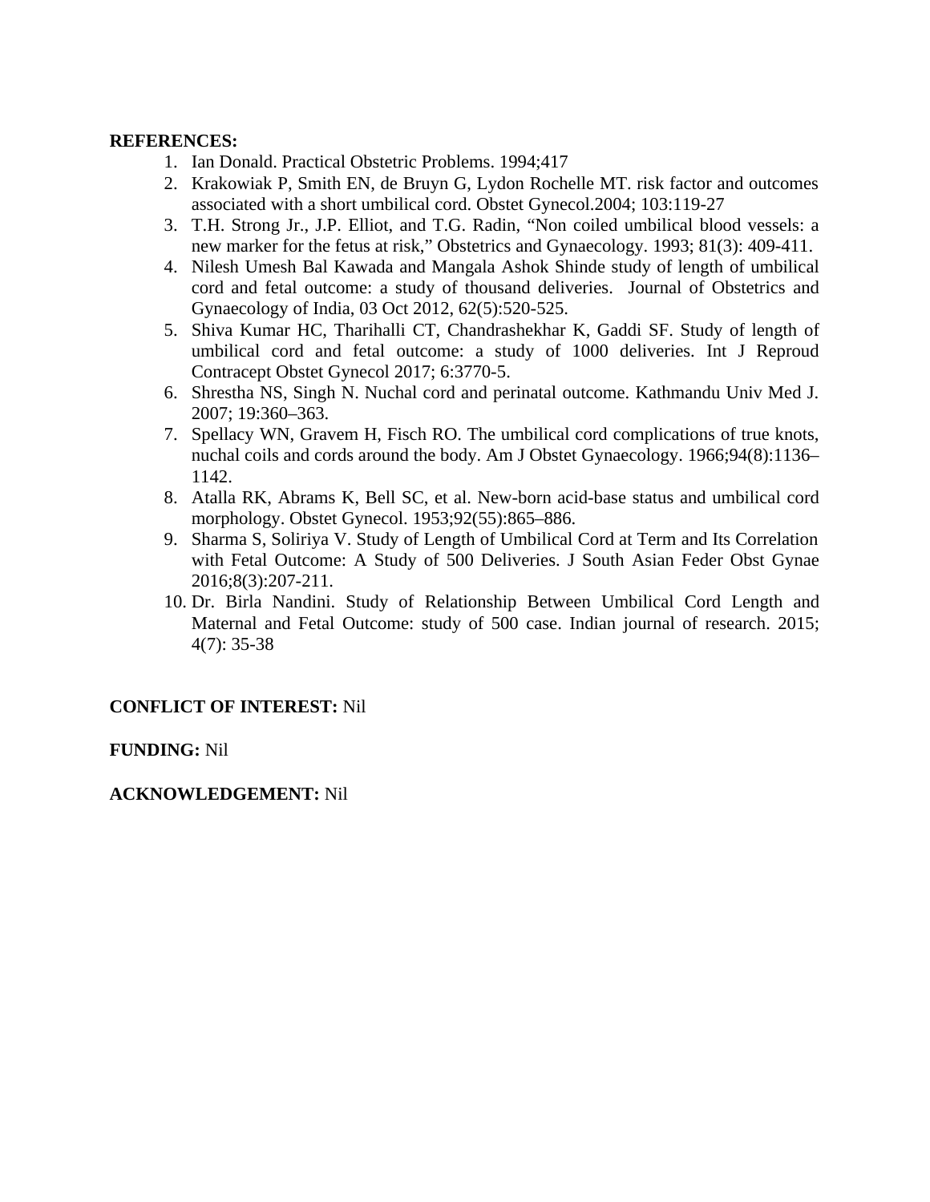**REFERENCES:**

1. Ian Donald. Practical Obstetric Problems. 1994;417
2. Krakowiak P, Smith EN, de Bruyn G, Lydon Rochelle MT. risk factor and outcomes associated with a short umbilical cord. Obstet Gynecol.2004; 103:119-27
3. T.H. Strong Jr., J.P. Elliot, and T.G. Radin, "Non coiled umbilical blood vessels: a new marker for the fetus at risk," Obstetrics and Gynaecology. 1993; 81(3): 409-411.
4. Nilesh Umesh Bal Kawada and Mangala Ashok Shinde study of length of umbilical cord and fetal outcome: a study of thousand deliveries. Journal of Obstetrics and Gynaecology of India, 03 Oct 2012, 62(5):520-525.
5. Shiva Kumar HC, Tharihalli CT, Chandrashekhar K, Gaddi SF. Study of length of umbilical cord and fetal outcome: a study of 1000 deliveries. Int J Reproud Contracept Obstet Gynecol 2017; 6:3770-5.
6. Shrestha NS, Singh N. Nuchal cord and perinatal outcome. Kathmandu Univ Med J. 2007; 19:360–363.
7. Spellacy WN, Gravem H, Fisch RO. The umbilical cord complications of true knots, nuchal coils and cords around the body. Am J Obstet Gynaecology. 1966;94(8):1136–1142.
8. Atalla RK, Abrams K, Bell SC, et al. New-born acid-base status and umbilical cord morphology. Obstet Gynecol. 1953;92(55):865–886.
9. Sharma S, Soliriya V. Study of Length of Umbilical Cord at Term and Its Correlation with Fetal Outcome: A Study of 500 Deliveries. J South Asian Feder Obst Gynae 2016;8(3):207-211.
10. Dr. Birla Nandini. Study of Relationship Between Umbilical Cord Length and Maternal and Fetal Outcome: study of 500 case. Indian journal of research. 2015; 4(7): 35-38

**CONFLICT OF INTEREST:** Nil

**FUNDING:** Nil

**ACKNOWLEDGEMENT:** Nil